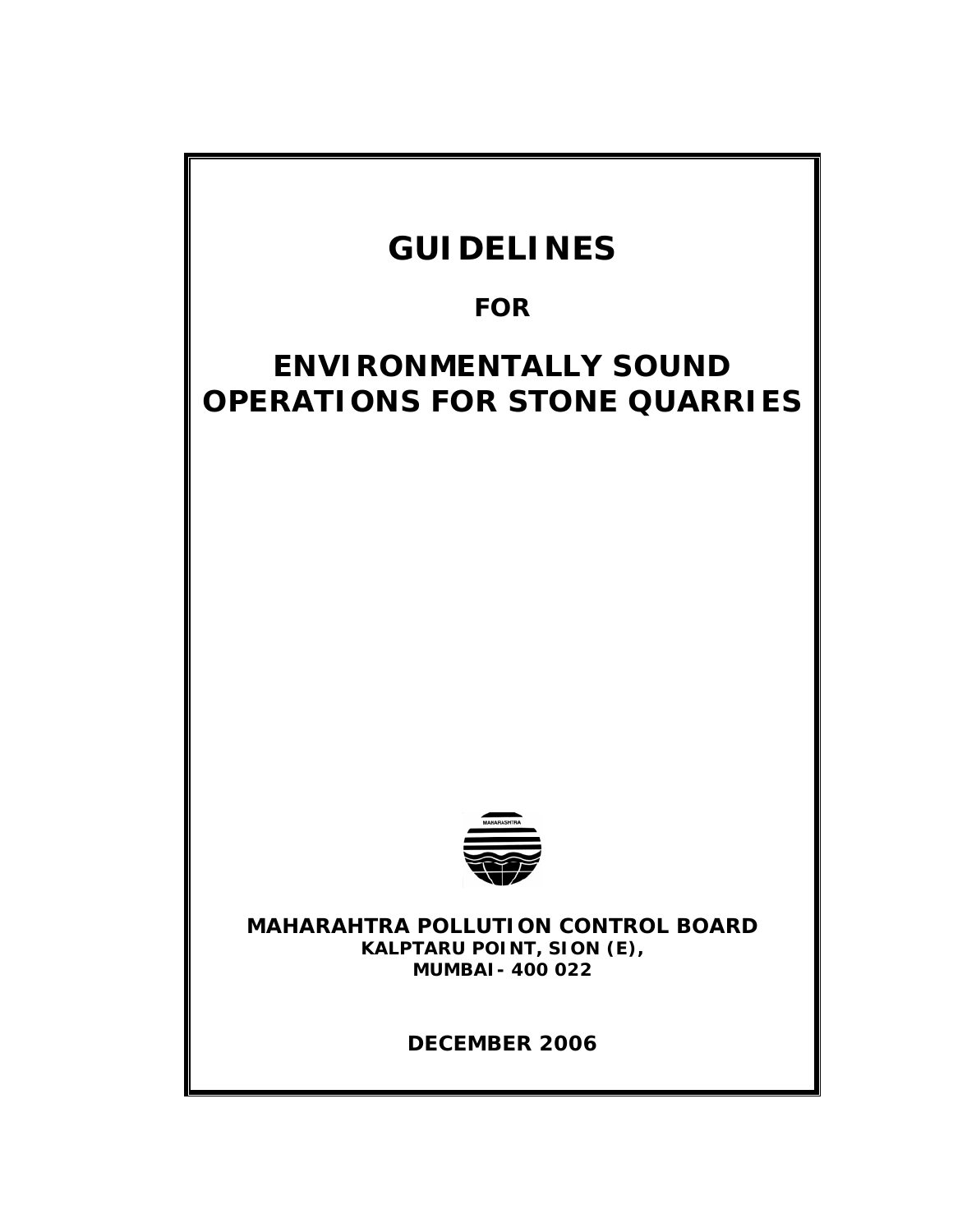# GUIDELINES

## FOR

# ENVIRONMENTALLY SOUND OPERATIONS FOR STONE QUARRIES

**MAHARAHTRA POLLUTION CONTROL BOARD**
**KALPTARU POINT, SION (E),**
**MUMBAI- 400 022**

**DECEMBER 2006**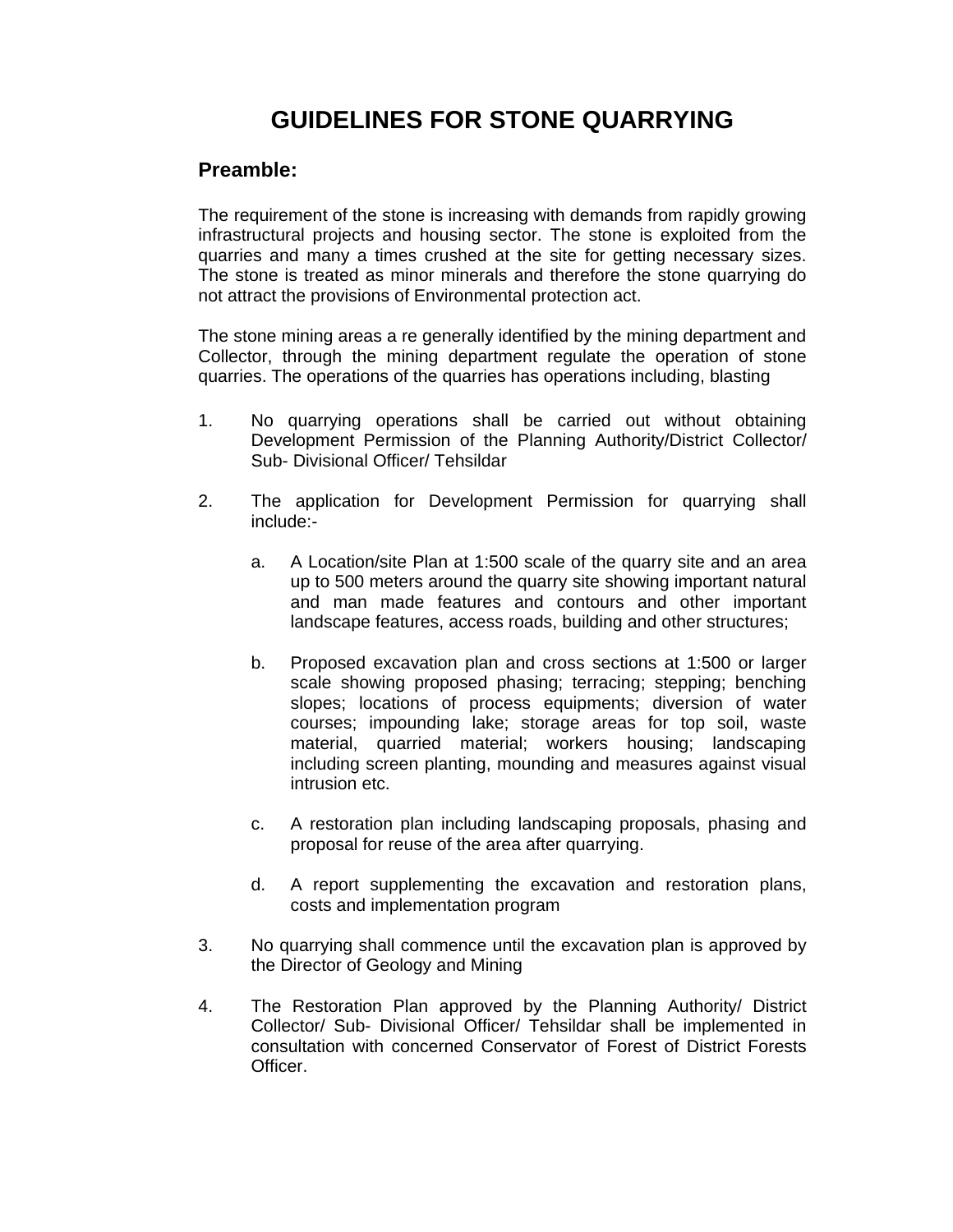# GUIDELINES FOR STONE QUARRYING

## Preamble:

The requirement of the stone is increasing with demands from rapidly growing infrastructural projects and housing sector. The stone is exploited from the quarries and many a times crushed at the site for getting necessary sizes. The stone is treated as minor minerals and therefore the stone quarrying do not attract the provisions of Environmental protection act.

The stone mining areas a re generally identified by the mining department and Collector, through the mining department regulate the operation of stone quarries. The operations of the quarries has operations including, blasting

1. No quarrying operations shall be carried out without obtaining Development Permission of the Planning Authority/District Collector/ Sub- Divisional Officer/ Tehsildar

2. The application for Development Permission for quarrying shall include:-

   a. A Location/site Plan at 1:500 scale of the quarry site and an area up to 500 meters around the quarry site showing important natural and man made features and contours and other important landscape features, access roads, building and other structures;

   b. Proposed excavation plan and cross sections at 1:500 or larger scale showing proposed phasing; terracing; stepping; benching slopes; locations of process equipments; diversion of water courses; impounding lake; storage areas for top soil, waste material, quarried material; workers housing; landscaping including screen planting, mounding and measures against visual intrusion etc.

   c. A restoration plan including landscaping proposals, phasing and proposal for reuse of the area after quarrying.

   d. A report supplementing the excavation and restoration plans, costs and implementation program

3. No quarrying shall commence until the excavation plan is approved by the Director of Geology and Mining

4. The Restoration Plan approved by the Planning Authority/ District Collector/ Sub- Divisional Officer/ Tehsildar shall be implemented in consultation with concerned Conservator of Forest of District Forests Officer.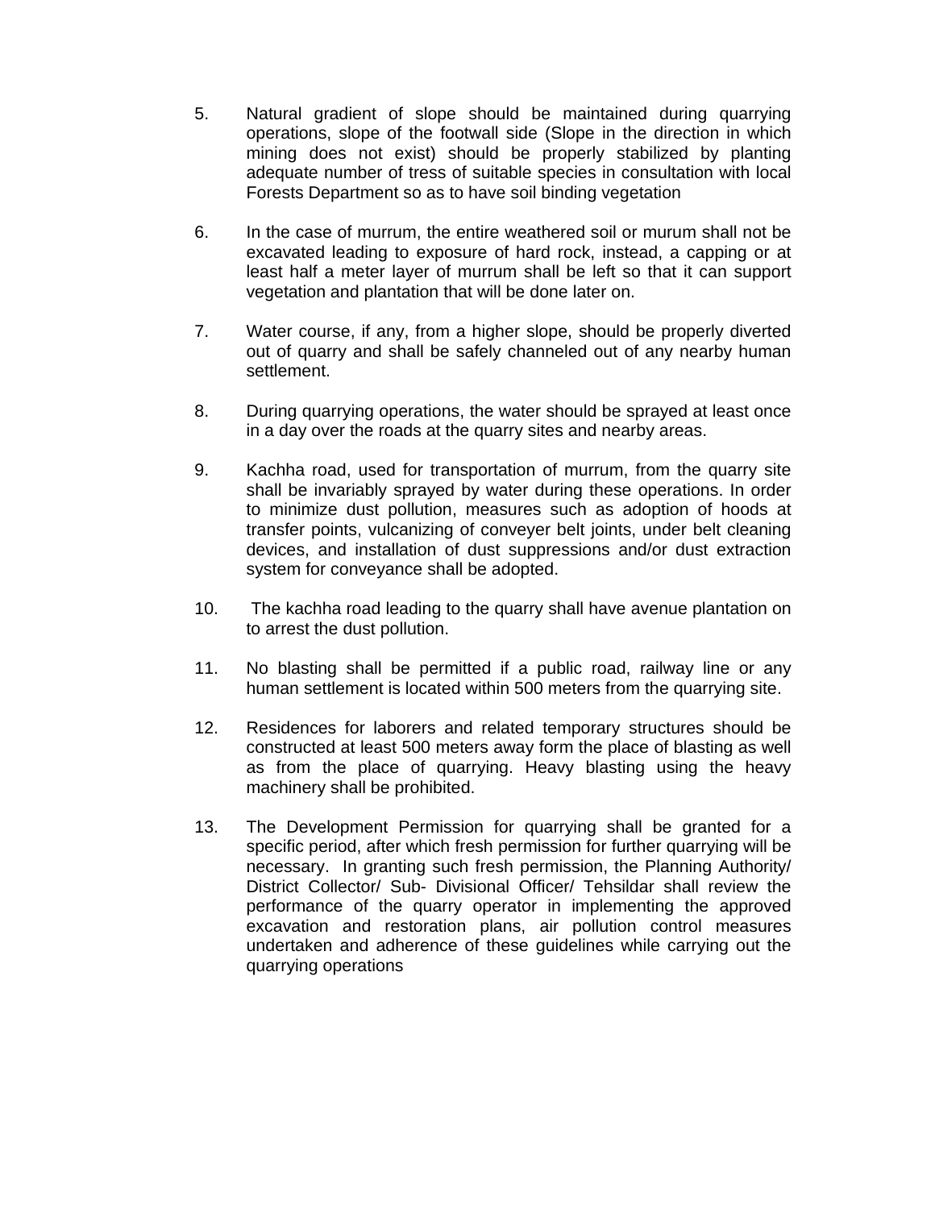5. Natural gradient of slope should be maintained during quarrying operations, slope of the footwall side (Slope in the direction in which mining does not exist) should be properly stabilized by planting adequate number of tress of suitable species in consultation with local Forests Department so as to have soil binding vegetation

6. In the case of murrum, the entire weathered soil or murum shall not be excavated leading to exposure of hard rock, instead, a capping or at least half a meter layer of murrum shall be left so that it can support vegetation and plantation that will be done later on.

7. Water course, if any, from a higher slope, should be properly diverted out of quarry and shall be safely channeled out of any nearby human settlement.

8. During quarrying operations, the water should be sprayed at least once in a day over the roads at the quarry sites and nearby areas.

9. Kachha road, used for transportation of murrum, from the quarry site shall be invariably sprayed by water during these operations. In order to minimize dust pollution, measures such as adoption of hoods at transfer points, vulcanizing of conveyer belt joints, under belt cleaning devices, and installation of dust suppressions and/or dust extraction system for conveyance shall be adopted.

10. The kachha road leading to the quarry shall have avenue plantation on to arrest the dust pollution.

11. No blasting shall be permitted if a public road, railway line or any human settlement is located within 500 meters from the quarrying site.

12. Residences for laborers and related temporary structures should be constructed at least 500 meters away form the place of blasting as well as from the place of quarrying. Heavy blasting using the heavy machinery shall be prohibited.

13. The Development Permission for quarrying shall be granted for a specific period, after which fresh permission for further quarrying will be necessary. In granting such fresh permission, the Planning Authority/ District Collector/ Sub- Divisional Officer/ Tehsildar shall review the performance of the quarry operator in implementing the approved excavation and restoration plans, air pollution control measures undertaken and adherence of these guidelines while carrying out the quarrying operations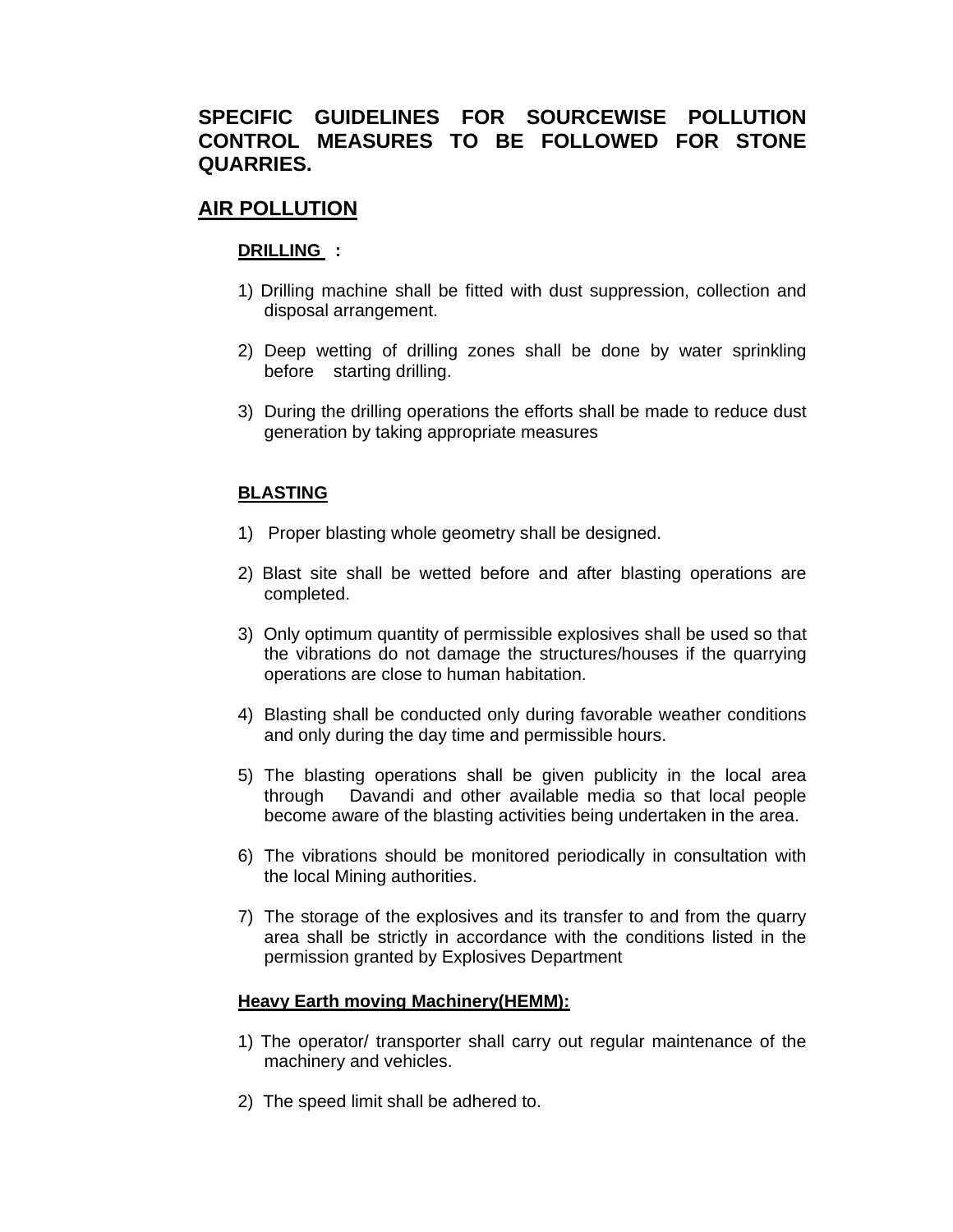# SPECIFIC GUIDELINES FOR SOURCEWISE POLLUTION CONTROL MEASURES TO BE FOLLOWED FOR STONE QUARRIES.

## AIR POLLUTION

### DRILLING :

1) Drilling machine shall be fitted with dust suppression, collection and disposal arrangement.

2) Deep wetting of drilling zones shall be done by water sprinkling before starting drilling.

3) During the drilling operations the efforts shall be made to reduce dust generation by taking appropriate measures

### BLASTING

1) Proper blasting whole geometry shall be designed.

2) Blast site shall be wetted before and after blasting operations are completed.

3) Only optimum quantity of permissible explosives shall be used so that the vibrations do not damage the structures/houses if the quarrying operations are close to human habitation.

4) Blasting shall be conducted only during favorable weather conditions and only during the day time and permissible hours.

5) The blasting operations shall be given publicity in the local area through Davandi and other available media so that local people become aware of the blasting activities being undertaken in the area.

6) The vibrations should be monitored periodically in consultation with the local Mining authorities.

7) The storage of the explosives and its transfer to and from the quarry area shall be strictly in accordance with the conditions listed in the permission granted by Explosives Department

### Heavy Earth moving Machinery(HEMM):

1) The operator/ transporter shall carry out regular maintenance of the machinery and vehicles.

2) The speed limit shall be adhered to.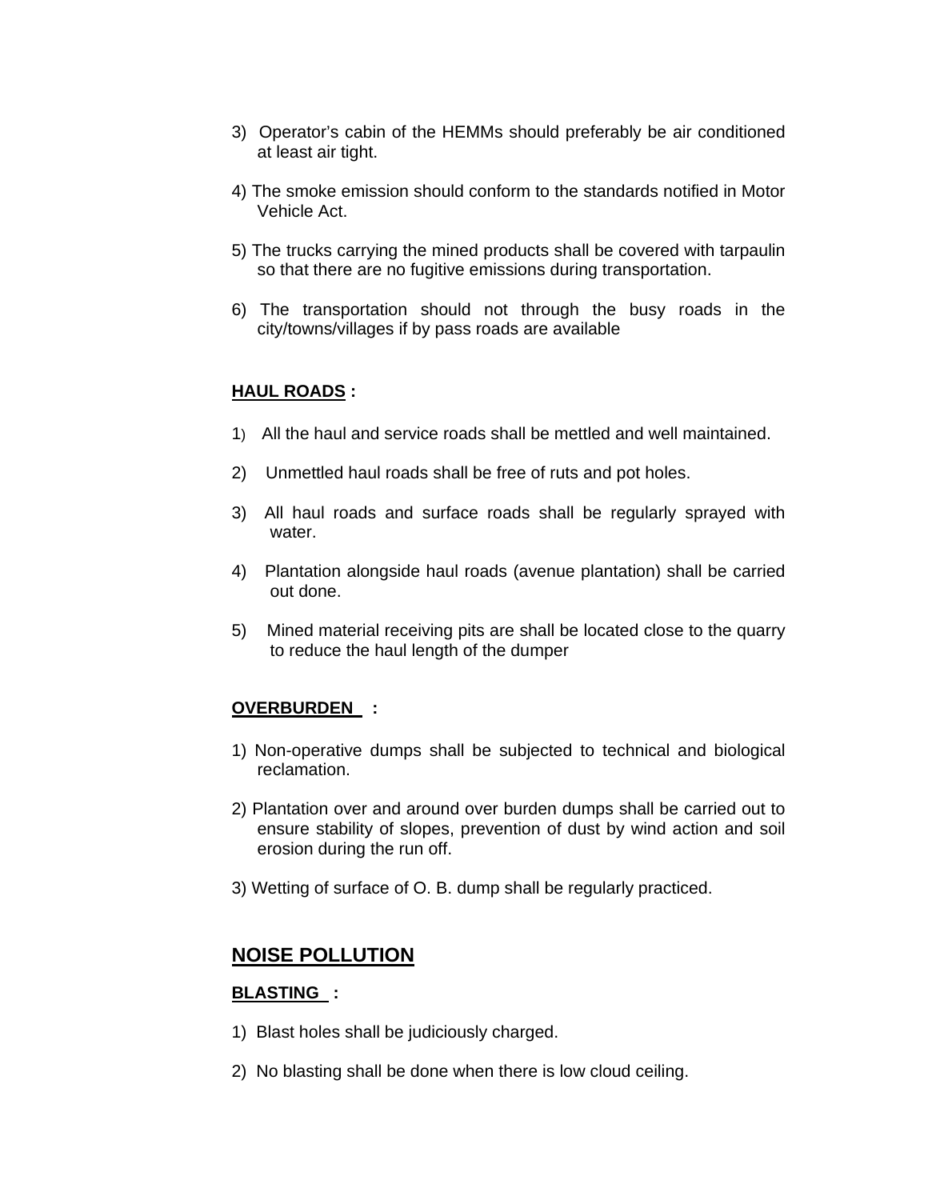3) Operator's cabin of the HEMMs should preferably be air conditioned at least air tight.

4) The smoke emission should conform to the standards notified in Motor Vehicle Act.

5) The trucks carrying the mined products shall be covered with tarpaulin so that there are no fugitive emissions during transportation.

6) The transportation should not through the busy roads in the city/towns/villages if by pass roads are available

**HAUL ROADS :**

1) All the haul and service roads shall be mettled and well maintained.

2) Unmettled haul roads shall be free of ruts and pot holes.

3) All haul roads and surface roads shall be regularly sprayed with water.

4) Plantation alongside haul roads (avenue plantation) shall be carried out done.

5) Mined material receiving pits are shall be located close to the quarry to reduce the haul length of the dumper

**OVERBURDEN :**

1) Non-operative dumps shall be subjected to technical and biological reclamation.

2) Plantation over and around over burden dumps shall be carried out to ensure stability of slopes, prevention of dust by wind action and soil erosion during the run off.

3) Wetting of surface of O. B. dump shall be regularly practiced.

## NOISE POLLUTION

**BLASTING :**

1) Blast holes shall be judiciously charged.

2) No blasting shall be done when there is low cloud ceiling.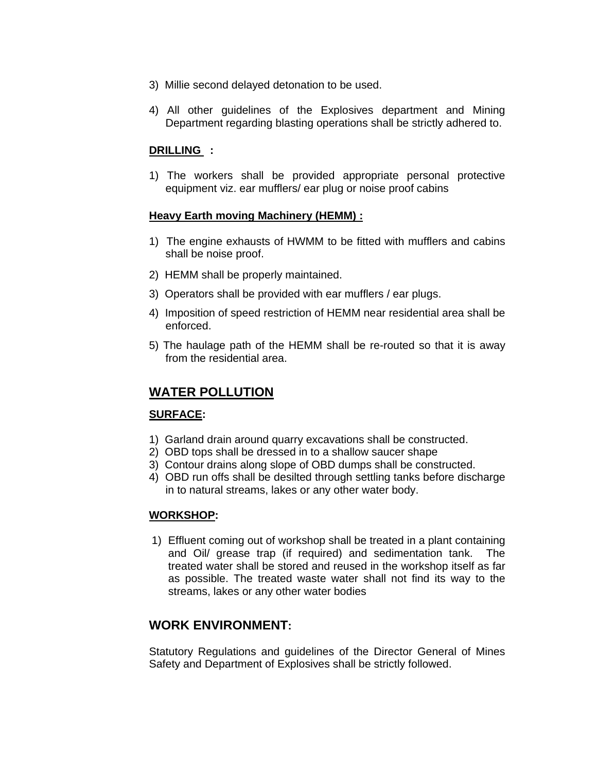3) Millie second delayed detonation to be used.

4) All other guidelines of the Explosives department and Mining Department regarding blasting operations shall be strictly adhered to.

**DRILLING :**

1) The workers shall be provided appropriate personal protective equipment viz. ear mufflers/ ear plug or noise proof cabins

**Heavy Earth moving Machinery (HEMM) :**

1) The engine exhausts of HWMM to be fitted with mufflers and cabins shall be noise proof.
2) HEMM shall be properly maintained.
3) Operators shall be provided with ear mufflers / ear plugs.
4) Imposition of speed restriction of HEMM near residential area shall be enforced.
5) The haulage path of the HEMM shall be re-routed so that it is away from the residential area.

## WATER POLLUTION

**SURFACE:**

1) Garland drain around quarry excavations shall be constructed.
2) OBD tops shall be dressed in to a shallow saucer shape
3) Contour drains along slope of OBD dumps shall be constructed.
4) OBD run offs shall be desilted through settling tanks before discharge in to natural streams, lakes or any other water body.

**WORKSHOP:**

1) Effluent coming out of workshop shall be treated in a plant containing and Oil/ grease trap (if required) and sedimentation tank. The treated water shall be stored and reused in the workshop itself as far as possible. The treated waste water shall not find its way to the streams, lakes or any other water bodies

## WORK ENVIRONMENT:

Statutory Regulations and guidelines of the Director General of Mines Safety and Department of Explosives shall be strictly followed.